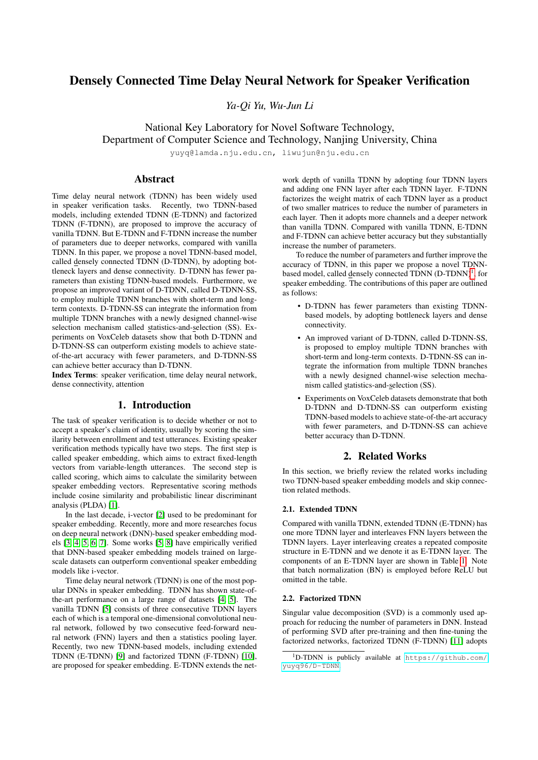# Densely Connected Time Delay Neural Network for Speaker Verification

*Ya-Qi Yu, Wu-Jun Li*

National Key Laboratory for Novel Software Technology,
Department of Computer Science and Technology, Nanjing University, China

yuyq@lamda.nju.edu.cn, liwujun@nju.edu.cn

## Abstract

Time delay neural network (TDNN) has been widely used in speaker verification tasks. Recently, two TDNN-based models, including extended TDNN (E-TDNN) and factorized TDNN (F-TDNN), are proposed to improve the accuracy of vanilla TDNN. But E-TDNN and F-TDNN increase the number of parameters due to deeper networks, compared with vanilla TDNN. In this paper, we propose a novel TDNN-based model, called densely connected TDNN (D-TDNN), by adopting bottleneck layers and dense connectivity. D-TDNN has fewer parameters than existing TDNN-based models. Furthermore, we propose an improved variant of D-TDNN, called D-TDNN-SS, to employ multiple TDNN branches with short-term and long-term contexts. D-TDNN-SS can integrate the information from multiple TDNN branches with a newly designed channel-wise selection mechanism called statistics-and-selection (SS). Experiments on VoxCeleb datasets show that both D-TDNN and D-TDNN-SS can outperform existing models to achieve state-of-the-art accuracy with fewer parameters, and D-TDNN-SS can achieve better accuracy than D-TDNN.

**Index Terms**: speaker verification, time delay neural network, dense connectivity, attention

## 1. Introduction

The task of speaker verification is to decide whether or not to accept a speaker's claim of identity, usually by scoring the similarity between enrollment and test utterances. Existing speaker verification methods typically have two steps. The first step is called speaker embedding, which aims to extract fixed-length vectors from variable-length utterances. The second step is called scoring, which aims to calculate the similarity between speaker embedding vectors. Representative scoring methods include cosine similarity and probabilistic linear discriminant analysis (PLDA) [1].

In the last decade, i-vector [2] used to be predominant for speaker embedding. Recently, more and more researches focus on deep neural network (DNN)-based speaker embedding models [3, 4, 5, 6, 7]. Some works [5, 8] have empirically verified that DNN-based speaker embedding models trained on large-scale datasets can outperform conventional speaker embedding models like i-vector.

Time delay neural network (TDNN) is one of the most popular DNNs in speaker embedding. TDNN has shown state-of-the-art performance on a large range of datasets [4, 5]. The vanilla TDNN [5] consists of three consecutive TDNN layers each of which is a temporal one-dimensional convolutional neural network, followed by two consecutive feed-forward neural network (FNN) layers and then a statistics pooling layer. Recently, two new TDNN-based models, including extended TDNN (E-TDNN) [9] and factorized TDNN (F-TDNN) [10], are proposed for speaker embedding. E-TDNN extends the network depth of vanilla TDNN by adopting four TDNN layers and adding one FNN layer after each TDNN layer. F-TDNN factorizes the weight matrix of each TDNN layer as a product of two smaller matrices to reduce the number of parameters in each layer. Then it adopts more channels and a deeper network than vanilla TDNN. Compared with vanilla TDNN, E-TDNN and F-TDNN can achieve better accuracy but they substantially increase the number of parameters.

To reduce the number of parameters and further improve the accuracy of TDNN, in this paper we propose a novel TDNN-based model, called densely connected TDNN (D-TDNN)[1], for speaker embedding. The contributions of this paper are outlined as follows:

- D-TDNN has fewer parameters than existing TDNN-based models, by adopting bottleneck layers and dense connectivity.
- An improved variant of D-TDNN, called D-TDNN-SS, is proposed to employ multiple TDNN branches with short-term and long-term contexts. D-TDNN-SS can integrate the information from multiple TDNN branches with a newly designed channel-wise selection mechanism called statistics-and-selection (SS).
- Experiments on VoxCeleb datasets demonstrate that both D-TDNN and D-TDNN-SS can outperform existing TDNN-based models to achieve state-of-the-art accuracy with fewer parameters, and D-TDNN-SS can achieve better accuracy than D-TDNN.

## 2. Related Works

In this section, we briefly review the related works including two TDNN-based speaker embedding models and skip connection related methods.

### 2.1. Extended TDNN

Compared with vanilla TDNN, extended TDNN (E-TDNN) has one more TDNN layer and interleaves FNN layers between the TDNN layers. Layer interleaving creates a repeated composite structure in E-TDNN and we denote it as E-TDNN layer. The components of an E-TDNN layer are shown in Table 1. Note that batch normalization (BN) is employed before ReLU but omitted in the table.

### 2.2. Factorized TDNN

Singular value decomposition (SVD) is a commonly used approach for reducing the number of parameters in DNN. Instead of performing SVD after pre-training and then fine-tuning the factorized networks, factorized TDNN (F-TDNN) [11] adopts

[1] D-TDNN is publicly available at https://github.com/yuyq96/D-TDNN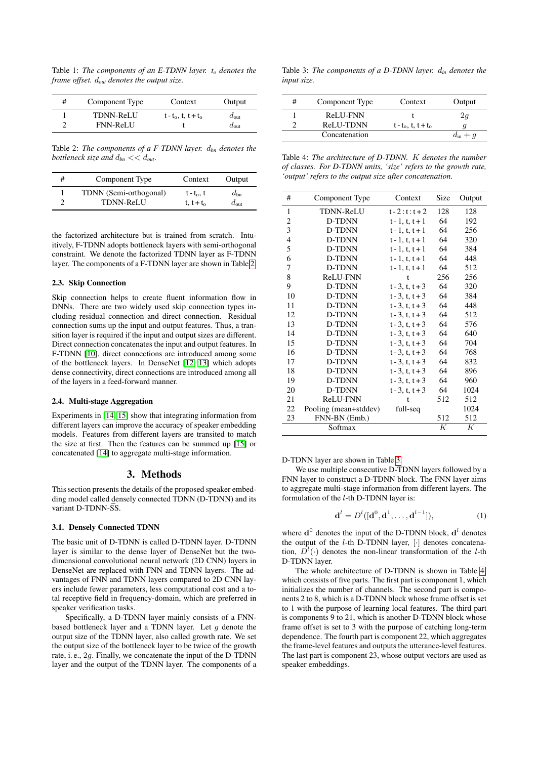Table 1: *The components of an E-TDNN layer. $t_o$ denotes the frame offset. $d_{out}$ denotes the output size.*

| # | Component Type | Context | Output |
|---|---|---|---|
| 1 | TDNN-ReLU | $t - t_o, t, t + t_o$ | $d_{out}$ |
| 2 | FNN-ReLU | t | $d_{out}$ |

Table 2: *The components of a F-TDNN layer. $d_{bn}$ denotes the bottleneck size and $d_{bn} << d_{out}$.*

| # | Component Type | Context | Output |
|---|---|---|---|
| 1 | TDNN (Semi-orthogonal) | $t - t_o, t$ | $d_{bn}$ |
| 2 | TDNN-ReLU | $t, t + t_o$ | $d_{out}$ |

the factorized architecture but is trained from scratch. Intuitively, F-TDNN adopts bottleneck layers with semi-orthogonal constraint. We denote the factorized TDNN layer as F-TDNN layer. The components of a F-TDNN layer are shown in Table 2.

### 2.3. Skip Connection

Skip connection helps to create fluent information flow in DNNs. There are two widely used skip connection types including residual connection and direct connection. Residual connection sums up the input and output features. Thus, a transition layer is required if the input and output sizes are different. Direct connection concatenates the input and output features. In F-TDNN [10], direct connections are introduced among some of the bottleneck layers. In DenseNet [12, 13] which adopts dense connectivity, direct connections are introduced among all of the layers in a feed-forward manner.

### 2.4. Multi-stage Aggregation

Experiments in [14, 15] show that integrating information from different layers can improve the accuracy of speaker embedding models. Features from different layers are transited to match the size at first. Then the features can be summed up [15] or concatenated [14] to aggregate multi-stage information.

## 3. Methods

This section presents the details of the proposed speaker embedding model called densely connected TDNN (D-TDNN) and its variant D-TDNN-SS.

### 3.1. Densely Connected TDNN

The basic unit of D-TDNN is called D-TDNN layer. D-TDNN layer is similar to the dense layer of DenseNet but the two-dimensional convolutional neural network (2D CNN) layers in DenseNet are replaced with FNN and TDNN layers. The advantages of FNN and TDNN layers compared to 2D CNN layers include fewer parameters, less computational cost and a total receptive field in frequency-domain, which are preferred in speaker verification tasks.

Specifically, a D-TDNN layer mainly consists of a FNN-based bottleneck layer and a TDNN layer. Let $g$ denote the output size of the TDNN layer, also called growth rate. We set the output size of the bottleneck layer to be twice of the growth rate, i. e., $2g$. Finally, we concatenate the input of the D-TDNN layer and the output of the TDNN layer. The components of a D-TDNN layer are shown in Table 3.

Table 3: *The components of a D-TDNN layer. $d_{in}$ denotes the input size.*

| # | Component Type | Context | Output |
|---|---|---|---|
| 1 | ReLU-FNN | t | $2g$ |
| 2 | ReLU-TDNN | $t - t_o, t, t + t_o$ | $g$ |
| | Concatenation | | $d_{in} + g$ |

Table 4: *The architecture of D-TDNN. $K$ denotes the number of classes. For D-TDNN units, 'size' refers to the growth rate, 'output' refers to the output size after concatenation.*

| # | Component Type | Context | Size | Output |
|---|---|---|---|---|
| 1 | TDNN-ReLU | t - 2 : t : t + 2 | 128 | 128 |
| 2 | D-TDNN | t - 1, t, t + 1 | 64 | 192 |
| 3 | D-TDNN | t - 1, t, t + 1 | 64 | 256 |
| 4 | D-TDNN | t - 1, t, t + 1 | 64 | 320 |
| 5 | D-TDNN | t - 1, t, t + 1 | 64 | 384 |
| 6 | D-TDNN | t - 1, t, t + 1 | 64 | 448 |
| 7 | D-TDNN | t - 1, t, t + 1 | 64 | 512 |
| 8 | ReLU-FNN | t | 256 | 256 |
| 9 | D-TDNN | t - 3, t, t + 3 | 64 | 320 |
| 10 | D-TDNN | t - 3, t, t + 3 | 64 | 384 |
| 11 | D-TDNN | t - 3, t, t + 3 | 64 | 448 |
| 12 | D-TDNN | t - 3, t, t + 3 | 64 | 512 |
| 13 | D-TDNN | t - 3, t, t + 3 | 64 | 576 |
| 14 | D-TDNN | t - 3, t, t + 3 | 64 | 640 |
| 15 | D-TDNN | t - 3, t, t + 3 | 64 | 704 |
| 16 | D-TDNN | t - 3, t, t + 3 | 64 | 768 |
| 17 | D-TDNN | t - 3, t, t + 3 | 64 | 832 |
| 18 | D-TDNN | t - 3, t, t + 3 | 64 | 896 |
| 19 | D-TDNN | t - 3, t, t + 3 | 64 | 960 |
| 20 | D-TDNN | t - 3, t, t + 3 | 64 | 1024 |
| 21 | ReLU-FNN | t | 512 | 512 |
| 22 | Pooling (mean+stddev) | full-seq | | 1024 |
| 23 | FNN-BN (Emb.) | | 512 | 512 |
| | Softmax | | $K$ | $K$ |

We use multiple consecutive D-TDNN layers followed by a FNN layer to construct a D-TDNN block. The FNN layer aims to aggregate multi-stage information from different layers. The formulation of the $l$-th D-TDNN layer is:

$$\mathbf{d}^l = D^l([\mathbf{d}^0, \mathbf{d}^1, \dots, \mathbf{d}^{l-1}]), \tag{1}$$

where $\mathbf{d}^0$ denotes the input of the D-TDNN block, $\mathbf{d}^l$ denotes the output of the $l$-th D-TDNN layer, $[\cdot]$ denotes concatenation, $D^l(\cdot)$ denotes the non-linear transformation of the $l$-th D-TDNN layer.

The whole architecture of D-TDNN is shown in Table 4, which consists of five parts. The first part is component 1, which initializes the number of channels. The second part is components 2 to 8, which is a D-TDNN block whose frame offset is set to 1 with the purpose of learning local features. The third part is components 9 to 21, which is another D-TDNN block whose frame offset is set to 3 with the purpose of catching long-term dependence. The fourth part is component 22, which aggregates the frame-level features and outputs the utterance-level features. The last part is component 23, whose output vectors are used as speaker embeddings.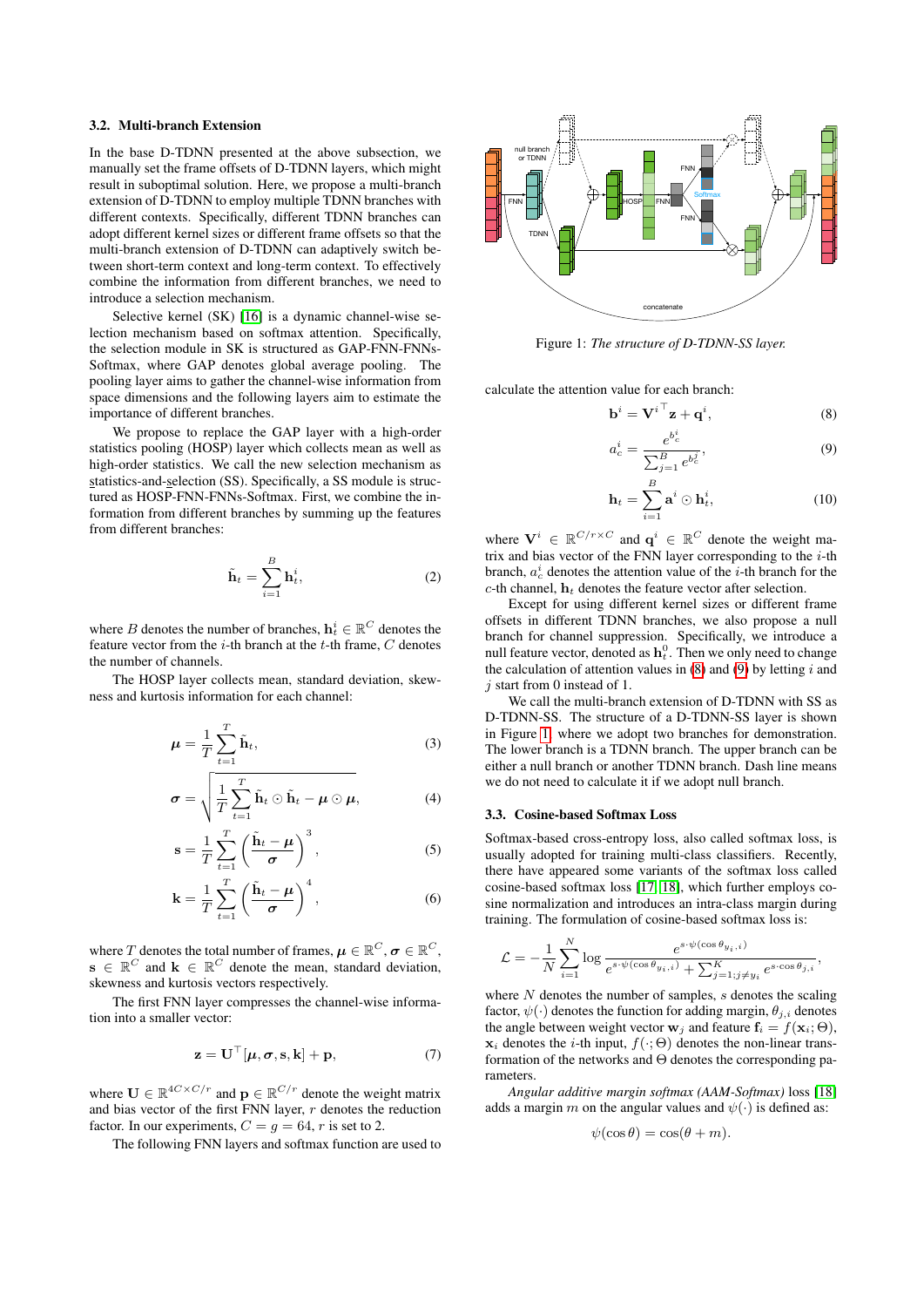### 3.2. Multi-branch Extension

In the base D-TDNN presented at the above subsection, we manually set the frame offsets of D-TDNN layers, which might result in suboptimal solution. Here, we propose a multi-branch extension of D-TDNN to employ multiple TDNN branches with different contexts. Specifically, different TDNN branches can adopt different kernel sizes or different frame offsets so that the multi-branch extension of D-TDNN can adaptively switch between short-term context and long-term context. To effectively combine the information from different branches, we need to introduce a selection mechanism.

Selective kernel (SK) [16] is a dynamic channel-wise selection mechanism based on softmax attention. Specifically, the selection module in SK is structured as GAP-FNN-FNNs-Softmax, where GAP denotes global average pooling. The pooling layer aims to gather the channel-wise information from space dimensions and the following layers aim to estimate the importance of different branches.

We propose to replace the GAP layer with a high-order statistics pooling (HOSP) layer which collects mean as well as high-order statistics. We call the new selection mechanism as statistics-and-selection (SS). Specifically, a SS module is structured as HOSP-FNN-FNNs-Softmax. First, we combine the information from different branches by summing up the features from different branches:

$$\tilde{\mathbf{h}}_t = \sum_{i=1}^{B} \mathbf{h}_t^i, \tag{2}$$

where $B$ denotes the number of branches, $\mathbf{h}_t^i \in \mathbb{R}^C$ denotes the feature vector from the $i$-th branch at the $t$-th frame, $C$ denotes the number of channels.

The HOSP layer collects mean, standard deviation, skewness and kurtosis information for each channel:

$$\boldsymbol{\mu} = \frac{1}{T}\sum_{t=1}^{T} \tilde{\mathbf{h}}_t, \tag{3}$$

$$\boldsymbol{\sigma} = \sqrt{\frac{1}{T}\sum_{t=1}^{T} \tilde{\mathbf{h}}_t \odot \tilde{\mathbf{h}}_t - \boldsymbol{\mu} \odot \boldsymbol{\mu}}, \tag{4}$$

$$\mathbf{s} = \frac{1}{T}\sum_{t=1}^{T} \left(\frac{\tilde{\mathbf{h}}_t - \boldsymbol{\mu}}{\boldsymbol{\sigma}}\right)^3, \tag{5}$$

$$\mathbf{k} = \frac{1}{T}\sum_{t=1}^{T} \left(\frac{\tilde{\mathbf{h}}_t - \boldsymbol{\mu}}{\boldsymbol{\sigma}}\right)^4, \tag{6}$$

where $T$ denotes the total number of frames, $\boldsymbol{\mu} \in \mathbb{R}^C$, $\boldsymbol{\sigma} \in \mathbb{R}^C$, $\mathbf{s} \in \mathbb{R}^C$ and $\mathbf{k} \in \mathbb{R}^C$ denote the mean, standard deviation, skewness and kurtosis vectors respectively.

The first FNN layer compresses the channel-wise information into a smaller vector:

$$\mathbf{z} = \mathbf{U}^\top [\boldsymbol{\mu}, \boldsymbol{\sigma}, \mathbf{s}, \mathbf{k}] + \mathbf{p}, \tag{7}$$

where $\mathbf{U} \in \mathbb{R}^{4C \times C/r}$ and $\mathbf{p} \in \mathbb{R}^{C/r}$ denote the weight matrix and bias vector of the first FNN layer, $r$ denotes the reduction factor. In our experiments, $C = g = 64$, $r$ is set to 2.

The following FNN layers and softmax function are used to calculate the attention value for each branch:

$$\mathbf{b}^i = \mathbf{V}^{i\top} \mathbf{z} + \mathbf{q}^i, \tag{8}$$

$$a_c^i = \frac{e^{b_c^i}}{\sum_{j=1}^{B} e^{b_c^j}}, \tag{9}$$

$$\mathbf{h}_t = \sum_{i=1}^{B} \mathbf{a}^i \odot \mathbf{h}_t^i, \tag{10}$$

where $\mathbf{V}^i \in \mathbb{R}^{C/r \times C}$ and $\mathbf{q}^i \in \mathbb{R}^C$ denote the weight matrix and bias vector of the FNN layer corresponding to the $i$-th branch, $a_c^i$ denotes the attention value of the $i$-th branch for the $c$-th channel, $\mathbf{h}_t$ denotes the feature vector after selection.

Except for using different kernel sizes or different frame offsets in different TDNN branches, we also propose a null branch for channel suppression. Specifically, we introduce a null feature vector, denoted as $\mathbf{h}_t^0$. Then we only need to change the calculation of attention values in (8) and (9) by letting $i$ and $j$ start from 0 instead of 1.

We call the multi-branch extension of D-TDNN with SS as D-TDNN-SS. The structure of a D-TDNN-SS layer is shown in Figure 1, where we adopt two branches for demonstration. The lower branch is a TDNN branch. The upper branch can be either a null branch or another TDNN branch. Dash line means we do not need to calculate it if we adopt null branch.

Figure 1: *The structure of D-TDNN-SS layer.*

### 3.3. Cosine-based Softmax Loss

Softmax-based cross-entropy loss, also called softmax loss, is usually adopted for training multi-class classifiers. Recently, there have appeared some variants of the softmax loss called cosine-based softmax loss [17, 18], which further employs cosine normalization and introduces an intra-class margin during training. The formulation of cosine-based softmax loss is:

$$\mathcal{L} = -\frac{1}{N}\sum_{i=1}^{N} \log \frac{e^{s \cdot \psi(\cos\theta_{y_i,i})}}{e^{s \cdot \psi(\cos\theta_{y_i,i})} + \sum_{j=1;j\neq y_i}^{K} e^{s \cdot \cos\theta_{j,i}}},$$

where $N$ denotes the number of samples, $s$ denotes the scaling factor, $\psi(\cdot)$ denotes the function for adding margin, $\theta_{j,i}$ denotes the angle between weight vector $\mathbf{w}_j$ and feature $\mathbf{f}_i = f(\mathbf{x}_i; \Theta)$, $\mathbf{x}_i$ denotes the $i$-th input, $f(\cdot; \Theta)$ denotes the non-linear transformation of the networks and $\Theta$ denotes the corresponding parameters.

*Angular additive margin softmax (AAM-Softmax)* loss [18] adds a margin $m$ on the angular values and $\psi(\cdot)$ is defined as:

$$\psi(\cos\theta) = \cos(\theta + m).$$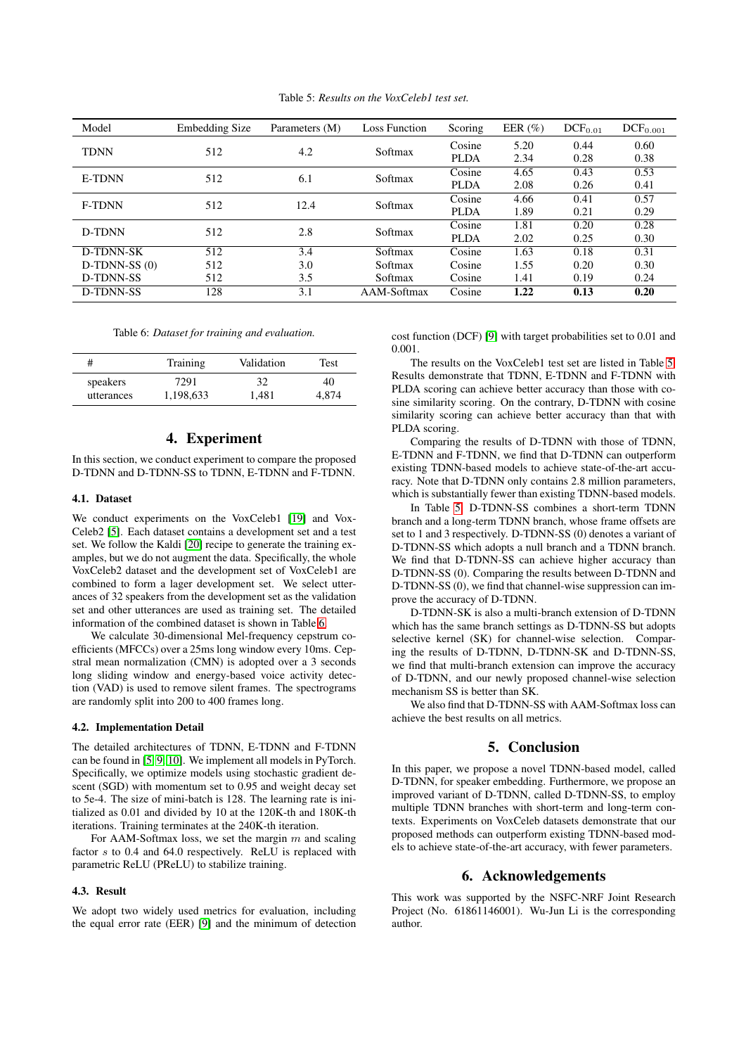Table 5: *Results on the VoxCeleb1 test set.*

| Model | Embedding Size | Parameters (M) | Loss Function | Scoring | EER (%) | $\text{DCF}_{0.01}$ | $\text{DCF}_{0.001}$ |
|---|---|---|---|---|---|---|---|
| TDNN | 512 | 4.2 | Softmax | Cosine | 5.20 | 0.44 | 0.60 |
| | | | | PLDA | 2.34 | 0.28 | 0.38 |
| E-TDNN | 512 | 6.1 | Softmax | Cosine | 4.65 | 0.43 | 0.53 |
| | | | | PLDA | 2.08 | 0.26 | 0.41 |
| F-TDNN | 512 | 12.4 | Softmax | Cosine | 4.66 | 0.41 | 0.57 |
| | | | | PLDA | 1.89 | 0.21 | 0.29 |
| D-TDNN | 512 | 2.8 | Softmax | Cosine | 1.81 | 0.20 | 0.28 |
| | | | | PLDA | 2.02 | 0.25 | 0.30 |
| D-TDNN-SK | 512 | 3.4 | Softmax | Cosine | 1.63 | 0.18 | 0.31 |
| D-TDNN-SS (0) | 512 | 3.0 | Softmax | Cosine | 1.55 | 0.20 | 0.30 |
| D-TDNN-SS | 512 | 3.5 | Softmax | Cosine | 1.41 | 0.19 | 0.24 |
| D-TDNN-SS | 128 | 3.1 | AAM-Softmax | Cosine | **1.22** | **0.13** | **0.20** |

Table 6: *Dataset for training and evaluation.*

| # | Training | Validation | Test |
|---|---|---|---|
| speakers | 7291 | 32 | 40 |
| utterances | 1,198,633 | 1,481 | 4,874 |

# 4. Experiment

In this section, we conduct experiment to compare the proposed D-TDNN and D-TDNN-SS to TDNN, E-TDNN and F-TDNN.

### 4.1. Dataset

We conduct experiments on the VoxCeleb1 [19] and VoxCeleb2 [5]. Each dataset contains a development set and a test set. We follow the Kaldi [20] recipe to generate the training examples, but we do not augment the data. Specifically, the whole VoxCeleb2 dataset and the development set of VoxCeleb1 are combined to form a lager development set. We select utterances of 32 speakers from the development set as the validation set and other utterances are used as training set. The detailed information of the combined dataset is shown in Table 6.

We calculate 30-dimensional Mel-frequency cepstrum coefficients (MFCCs) over a 25ms long window every 10ms. Cepstral mean normalization (CMN) is adopted over a 3 seconds long sliding window and energy-based voice activity detection (VAD) is used to remove silent frames. The spectrograms are randomly split into 200 to 400 frames long.

### 4.2. Implementation Detail

The detailed architectures of TDNN, E-TDNN and F-TDNN can be found in [5, 9, 10]. We implement all models in PyTorch. Specifically, we optimize models using stochastic gradient descent (SGD) with momentum set to 0.95 and weight decay set to 5e-4. The size of mini-batch is 128. The learning rate is initialized as 0.01 and divided by 10 at the 120K-th and 180K-th iterations. Training terminates at the 240K-th iteration.

For AAM-Softmax loss, we set the margin $m$ and scaling factor $s$ to 0.4 and 64.0 respectively. ReLU is replaced with parametric ReLU (PReLU) to stabilize training.

### 4.3. Result

We adopt two widely used metrics for evaluation, including the equal error rate (EER) [9] and the minimum of detection cost function (DCF) [9] with target probabilities set to 0.01 and 0.001.

The results on the VoxCeleb1 test set are listed in Table 5. Results demonstrate that TDNN, E-TDNN and F-TDNN with PLDA scoring can achieve better accuracy than those with cosine similarity scoring. On the contrary, D-TDNN with cosine similarity scoring can achieve better accuracy than that with PLDA scoring.

Comparing the results of D-TDNN with those of TDNN, E-TDNN and F-TDNN, we find that D-TDNN can outperform existing TDNN-based models to achieve state-of-the-art accuracy. Note that D-TDNN only contains 2.8 million parameters, which is substantially fewer than existing TDNN-based models.

In Table 5, D-TDNN-SS combines a short-term TDNN branch and a long-term TDNN branch, whose frame offsets are set to 1 and 3 respectively. D-TDNN-SS (0) denotes a variant of D-TDNN-SS which adopts a null branch and a TDNN branch. We find that D-TDNN-SS can achieve higher accuracy than D-TDNN-SS (0). Comparing the results between D-TDNN and D-TDNN-SS (0), we find that channel-wise suppression can improve the accuracy of D-TDNN.

D-TDNN-SK is also a multi-branch extension of D-TDNN which has the same branch settings as D-TDNN-SS but adopts selective kernel (SK) for channel-wise selection. Comparing the results of D-TDNN, D-TDNN-SK and D-TDNN-SS, we find that multi-branch extension can improve the accuracy of D-TDNN, and our newly proposed channel-wise selection mechanism SS is better than SK.

We also find that D-TDNN-SS with AAM-Softmax loss can achieve the best results on all metrics.

# 5. Conclusion

In this paper, we propose a novel TDNN-based model, called D-TDNN, for speaker embedding. Furthermore, we propose an improved variant of D-TDNN, called D-TDNN-SS, to employ multiple TDNN branches with short-term and long-term contexts. Experiments on VoxCeleb datasets demonstrate that our proposed methods can outperform existing TDNN-based models to achieve state-of-the-art accuracy, with fewer parameters.

# 6. Acknowledgements

This work was supported by the NSFC-NRF Joint Research Project (No. 61861146001). Wu-Jun Li is the corresponding author.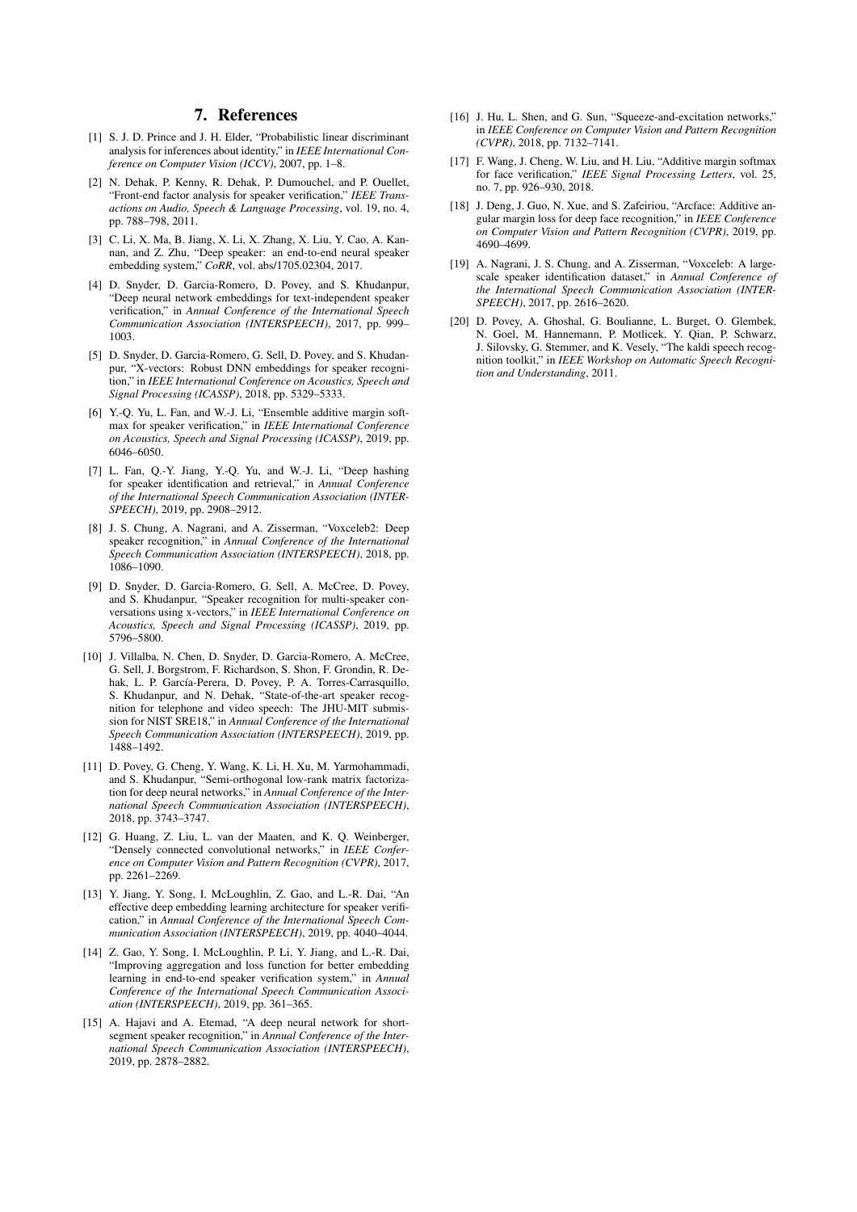## 7. References

[1] S. J. D. Prince and J. H. Elder, "Probabilistic linear discriminant analysis for inferences about identity," in *IEEE International Conference on Computer Vision (ICCV)*, 2007, pp. 1–8.

[2] N. Dehak, P. Kenny, R. Dehak, P. Dumouchel, and P. Ouellet, "Front-end factor analysis for speaker verification," *IEEE Transactions on Audio, Speech & Language Processing*, vol. 19, no. 4, pp. 788–798, 2011.

[3] C. Li, X. Ma, B. Jiang, X. Li, X. Zhang, X. Liu, Y. Cao, A. Kannan, and Z. Zhu, "Deep speaker: an end-to-end neural speaker embedding system," *CoRR*, vol. abs/1705.02304, 2017.

[4] D. Snyder, D. Garcia-Romero, D. Povey, and S. Khudanpur, "Deep neural network embeddings for text-independent speaker verification," in *Annual Conference of the International Speech Communication Association (INTERSPEECH)*, 2017, pp. 999–1003.

[5] D. Snyder, D. Garcia-Romero, G. Sell, D. Povey, and S. Khudanpur, "X-vectors: Robust DNN embeddings for speaker recognition," in *IEEE International Conference on Acoustics, Speech and Signal Processing (ICASSP)*, 2018, pp. 5329–5333.

[6] Y.-Q. Yu, L. Fan, and W.-J. Li, "Ensemble additive margin softmax for speaker verification," in *IEEE International Conference on Acoustics, Speech and Signal Processing (ICASSP)*, 2019, pp. 6046–6050.

[7] L. Fan, Q.-Y. Jiang, Y.-Q. Yu, and W.-J. Li, "Deep hashing for speaker identification and retrieval," in *Annual Conference of the International Speech Communication Association (INTERSPEECH)*, 2019, pp. 2908–2912.

[8] J. S. Chung, A. Nagrani, and A. Zisserman, "Voxceleb2: Deep speaker recognition," in *Annual Conference of the International Speech Communication Association (INTERSPEECH)*, 2018, pp. 1086–1090.

[9] D. Snyder, D. Garcia-Romero, G. Sell, A. McCree, D. Povey, and S. Khudanpur, "Speaker recognition for multi-speaker conversations using x-vectors," in *IEEE International Conference on Acoustics, Speech and Signal Processing (ICASSP)*, 2019, pp. 5796–5800.

[10] J. Villalba, N. Chen, D. Snyder, D. Garcia-Romero, A. McCree, G. Sell, J. Borgstrom, F. Richardson, S. Shon, F. Grondin, R. Dehak, L. P. García-Perera, D. Povey, P. A. Torres-Carrasquillo, S. Khudanpur, and N. Dehak, "State-of-the-art speaker recognition for telephone and video speech: The JHU-MIT submission for NIST SRE18," in *Annual Conference of the International Speech Communication Association (INTERSPEECH)*, 2019, pp. 1488–1492.

[11] D. Povey, G. Cheng, Y. Wang, K. Li, H. Xu, M. Yarmohammadi, and S. Khudanpur, "Semi-orthogonal low-rank matrix factorization for deep neural networks," in *Annual Conference of the International Speech Communication Association (INTERSPEECH)*, 2018, pp. 3743–3747.

[12] G. Huang, Z. Liu, L. van der Maaten, and K. Q. Weinberger, "Densely connected convolutional networks," in *IEEE Conference on Computer Vision and Pattern Recognition (CVPR)*, 2017, pp. 2261–2269.

[13] Y. Jiang, Y. Song, I. McLoughlin, Z. Gao, and L.-R. Dai, "An effective deep embedding learning architecture for speaker verification," in *Annual Conference of the International Speech Communication Association (INTERSPEECH)*, 2019, pp. 4040–4044.

[14] Z. Gao, Y. Song, I. McLoughlin, P. Li, Y. Jiang, and L.-R. Dai, "Improving aggregation and loss function for better embedding learning in end-to-end speaker verification system," in *Annual Conference of the International Speech Communication Association (INTERSPEECH)*, 2019, pp. 361–365.

[15] A. Hajavi and A. Etemad, "A deep neural network for short-segment speaker recognition," in *Annual Conference of the International Speech Communication Association (INTERSPEECH)*, 2019, pp. 2878–2882.

[16] J. Hu, L. Shen, and G. Sun, "Squeeze-and-excitation networks," in *IEEE Conference on Computer Vision and Pattern Recognition (CVPR)*, 2018, pp. 7132–7141.

[17] F. Wang, J. Cheng, W. Liu, and H. Liu, "Additive margin softmax for face verification," *IEEE Signal Processing Letters*, vol. 25, no. 7, pp. 926–930, 2018.

[18] J. Deng, J. Guo, N. Xue, and S. Zafeiriou, "Arcface: Additive angular margin loss for deep face recognition," in *IEEE Conference on Computer Vision and Pattern Recognition (CVPR)*, 2019, pp. 4690–4699.

[19] A. Nagrani, J. S. Chung, and A. Zisserman, "Voxceleb: A large-scale speaker identification dataset," in *Annual Conference of the International Speech Communication Association (INTERSPEECH)*, 2017, pp. 2616–2620.

[20] D. Povey, A. Ghoshal, G. Boulianne, L. Burget, O. Glembek, N. Goel, M. Hannemann, P. Motlicek, Y. Qian, P. Schwarz, J. Silovsky, G. Stemmer, and K. Vesely, "The kaldi speech recognition toolkit," in *IEEE Workshop on Automatic Speech Recognition and Understanding*, 2011.